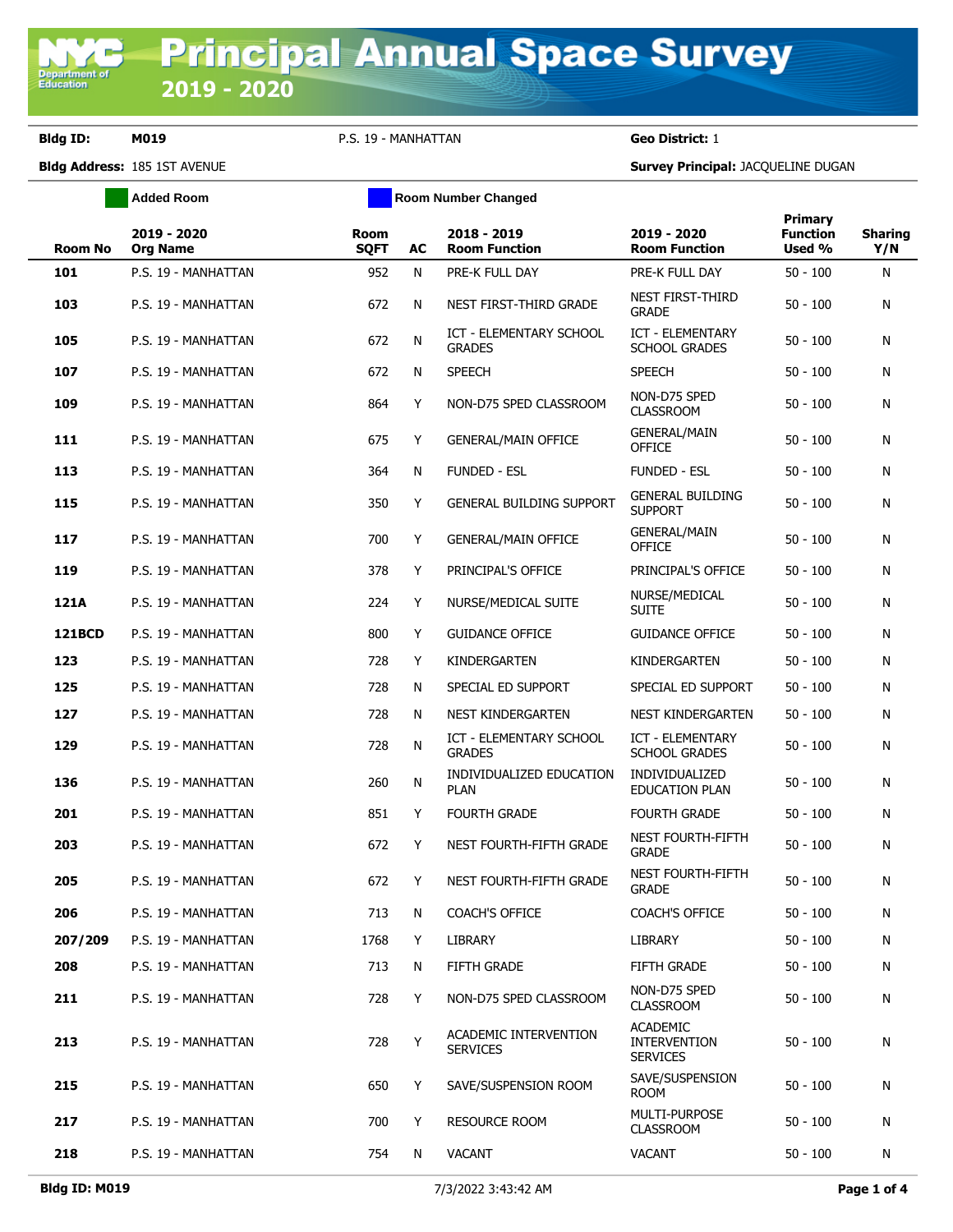# Principal Annual Space Survey 2019 - 2020

**Bldg ID:** M019 P.S. 19 - MANHATTAN **Geo District:** 1

**Bldg Address:** 185 1ST AVENUE **Survey Principal:** JACQUELINE DUGAN

Added Room | Room Number Changed

| Room No | 2019 - 2020 Org Name | Room SQFT | AC | 2018 - 2019 Room Function | 2019 - 2020 Room Function | Primary Function Used % | Sharing Y/N |
|---|---|---|---|---|---|---|---|
| **101** | P.S. 19 - MANHATTAN | 952 | N | PRE-K FULL DAY | PRE-K FULL DAY | 50 - 100 | N |
| **103** | P.S. 19 - MANHATTAN | 672 | N | NEST FIRST-THIRD GRADE | NEST FIRST-THIRD GRADE | 50 - 100 | N |
| **105** | P.S. 19 - MANHATTAN | 672 | N | ICT - ELEMENTARY SCHOOL GRADES | ICT - ELEMENTARY SCHOOL GRADES | 50 - 100 | N |
| **107** | P.S. 19 - MANHATTAN | 672 | N | SPEECH | SPEECH | 50 - 100 | N |
| **109** | P.S. 19 - MANHATTAN | 864 | Y | NON-D75 SPED CLASSROOM | NON-D75 SPED CLASSROOM | 50 - 100 | N |
| **111** | P.S. 19 - MANHATTAN | 675 | Y | GENERAL/MAIN OFFICE | GENERAL/MAIN OFFICE | 50 - 100 | N |
| **113** | P.S. 19 - MANHATTAN | 364 | N | FUNDED - ESL | FUNDED - ESL | 50 - 100 | N |
| **115** | P.S. 19 - MANHATTAN | 350 | Y | GENERAL BUILDING SUPPORT | GENERAL BUILDING SUPPORT | 50 - 100 | N |
| **117** | P.S. 19 - MANHATTAN | 700 | Y | GENERAL/MAIN OFFICE | GENERAL/MAIN OFFICE | 50 - 100 | N |
| **119** | P.S. 19 - MANHATTAN | 378 | Y | PRINCIPAL'S OFFICE | PRINCIPAL'S OFFICE | 50 - 100 | N |
| **121A** | P.S. 19 - MANHATTAN | 224 | Y | NURSE/MEDICAL SUITE | NURSE/MEDICAL SUITE | 50 - 100 | N |
| **121BCD** | P.S. 19 - MANHATTAN | 800 | Y | GUIDANCE OFFICE | GUIDANCE OFFICE | 50 - 100 | N |
| **123** | P.S. 19 - MANHATTAN | 728 | Y | KINDERGARTEN | KINDERGARTEN | 50 - 100 | N |
| **125** | P.S. 19 - MANHATTAN | 728 | N | SPECIAL ED SUPPORT | SPECIAL ED SUPPORT | 50 - 100 | N |
| **127** | P.S. 19 - MANHATTAN | 728 | N | NEST KINDERGARTEN | NEST KINDERGARTEN | 50 - 100 | N |
| **129** | P.S. 19 - MANHATTAN | 728 | N | ICT - ELEMENTARY SCHOOL GRADES | ICT - ELEMENTARY SCHOOL GRADES | 50 - 100 | N |
| **136** | P.S. 19 - MANHATTAN | 260 | N | INDIVIDUALIZED EDUCATION PLAN | INDIVIDUALIZED EDUCATION PLAN | 50 - 100 | N |
| **201** | P.S. 19 - MANHATTAN | 851 | Y | FOURTH GRADE | FOURTH GRADE | 50 - 100 | N |
| **203** | P.S. 19 - MANHATTAN | 672 | Y | NEST FOURTH-FIFTH GRADE | NEST FOURTH-FIFTH GRADE | 50 - 100 | N |
| **205** | P.S. 19 - MANHATTAN | 672 | Y | NEST FOURTH-FIFTH GRADE | NEST FOURTH-FIFTH GRADE | 50 - 100 | N |
| **206** | P.S. 19 - MANHATTAN | 713 | N | COACH'S OFFICE | COACH'S OFFICE | 50 - 100 | N |
| **207/209** | P.S. 19 - MANHATTAN | 1768 | Y | LIBRARY | LIBRARY | 50 - 100 | N |
| **208** | P.S. 19 - MANHATTAN | 713 | N | FIFTH GRADE | FIFTH GRADE | 50 - 100 | N |
| **211** | P.S. 19 - MANHATTAN | 728 | Y | NON-D75 SPED CLASSROOM | NON-D75 SPED CLASSROOM | 50 - 100 | N |
| **213** | P.S. 19 - MANHATTAN | 728 | Y | ACADEMIC INTERVENTION SERVICES | ACADEMIC INTERVENTION SERVICES | 50 - 100 | N |
| **215** | P.S. 19 - MANHATTAN | 650 | Y | SAVE/SUSPENSION ROOM | SAVE/SUSPENSION ROOM | 50 - 100 | N |
| **217** | P.S. 19 - MANHATTAN | 700 | Y | RESOURCE ROOM | MULTI-PURPOSE CLASSROOM | 50 - 100 | N |
| **218** | P.S. 19 - MANHATTAN | 754 | N | VACANT | VACANT | 50 - 100 | N |

**Bldg ID: M019** 7/3/2022 3:43:42 AM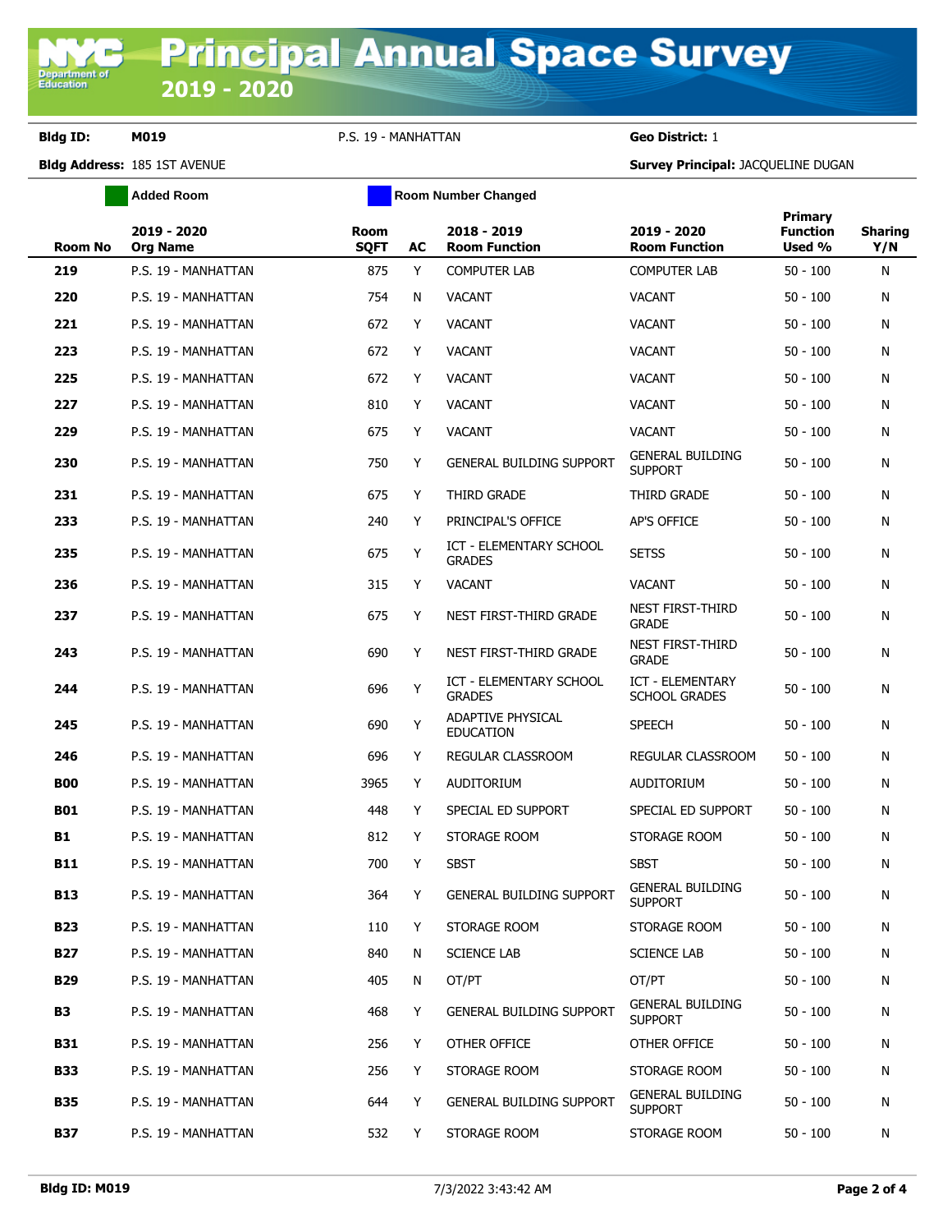# Principal Annual Space Survey 2019 - 2020

**Bldg ID:** M019 P.S. 19 - MANHATTAN **Geo District:** 1

**Bldg Address:** 185 1ST AVENUE **Survey Principal:** JACQUELINE DUGAN

Added Room | Room Number Changed

| Room No | 2019 - 2020 Org Name | Room SQFT | AC | 2018 - 2019 Room Function | 2019 - 2020 Room Function | Primary Function Used % | Sharing Y/N |
|---|---|---|---|---|---|---|---|
| **219** | P.S. 19 - MANHATTAN | 875 | Y | COMPUTER LAB | COMPUTER LAB | 50 - 100 | N |
| **220** | P.S. 19 - MANHATTAN | 754 | N | VACANT | VACANT | 50 - 100 | N |
| **221** | P.S. 19 - MANHATTAN | 672 | Y | VACANT | VACANT | 50 - 100 | N |
| **223** | P.S. 19 - MANHATTAN | 672 | Y | VACANT | VACANT | 50 - 100 | N |
| **225** | P.S. 19 - MANHATTAN | 672 | Y | VACANT | VACANT | 50 - 100 | N |
| **227** | P.S. 19 - MANHATTAN | 810 | Y | VACANT | VACANT | 50 - 100 | N |
| **229** | P.S. 19 - MANHATTAN | 675 | Y | VACANT | VACANT | 50 - 100 | N |
| **230** | P.S. 19 - MANHATTAN | 750 | Y | GENERAL BUILDING SUPPORT | GENERAL BUILDING SUPPORT | 50 - 100 | N |
| **231** | P.S. 19 - MANHATTAN | 675 | Y | THIRD GRADE | THIRD GRADE | 50 - 100 | N |
| **233** | P.S. 19 - MANHATTAN | 240 | Y | PRINCIPAL'S OFFICE | AP'S OFFICE | 50 - 100 | N |
| **235** | P.S. 19 - MANHATTAN | 675 | Y | ICT - ELEMENTARY SCHOOL GRADES | SETSS | 50 - 100 | N |
| **236** | P.S. 19 - MANHATTAN | 315 | Y | VACANT | VACANT | 50 - 100 | N |
| **237** | P.S. 19 - MANHATTAN | 675 | Y | NEST FIRST-THIRD GRADE | NEST FIRST-THIRD GRADE | 50 - 100 | N |
| **243** | P.S. 19 - MANHATTAN | 690 | Y | NEST FIRST-THIRD GRADE | NEST FIRST-THIRD GRADE | 50 - 100 | N |
| **244** | P.S. 19 - MANHATTAN | 696 | Y | ICT - ELEMENTARY SCHOOL GRADES | ICT - ELEMENTARY SCHOOL GRADES | 50 - 100 | N |
| **245** | P.S. 19 - MANHATTAN | 690 | Y | ADAPTIVE PHYSICAL EDUCATION | SPEECH | 50 - 100 | N |
| **246** | P.S. 19 - MANHATTAN | 696 | Y | REGULAR CLASSROOM | REGULAR CLASSROOM | 50 - 100 | N |
| **B00** | P.S. 19 - MANHATTAN | 3965 | Y | AUDITORIUM | AUDITORIUM | 50 - 100 | N |
| **B01** | P.S. 19 - MANHATTAN | 448 | Y | SPECIAL ED SUPPORT | SPECIAL ED SUPPORT | 50 - 100 | N |
| **B1** | P.S. 19 - MANHATTAN | 812 | Y | STORAGE ROOM | STORAGE ROOM | 50 - 100 | N |
| **B11** | P.S. 19 - MANHATTAN | 700 | Y | SBST | SBST | 50 - 100 | N |
| **B13** | P.S. 19 - MANHATTAN | 364 | Y | GENERAL BUILDING SUPPORT | GENERAL BUILDING SUPPORT | 50 - 100 | N |
| **B23** | P.S. 19 - MANHATTAN | 110 | Y | STORAGE ROOM | STORAGE ROOM | 50 - 100 | N |
| **B27** | P.S. 19 - MANHATTAN | 840 | N | SCIENCE LAB | SCIENCE LAB | 50 - 100 | N |
| **B29** | P.S. 19 - MANHATTAN | 405 | N | OT/PT | OT/PT | 50 - 100 | N |
| **B3** | P.S. 19 - MANHATTAN | 468 | Y | GENERAL BUILDING SUPPORT | GENERAL BUILDING SUPPORT | 50 - 100 | N |
| **B31** | P.S. 19 - MANHATTAN | 256 | Y | OTHER OFFICE | OTHER OFFICE | 50 - 100 | N |
| **B33** | P.S. 19 - MANHATTAN | 256 | Y | STORAGE ROOM | STORAGE ROOM | 50 - 100 | N |
| **B35** | P.S. 19 - MANHATTAN | 644 | Y | GENERAL BUILDING SUPPORT | GENERAL BUILDING SUPPORT | 50 - 100 | N |
| **B37** | P.S. 19 - MANHATTAN | 532 | Y | STORAGE ROOM | STORAGE ROOM | 50 - 100 | N |

7/3/2022 3:43:42 AM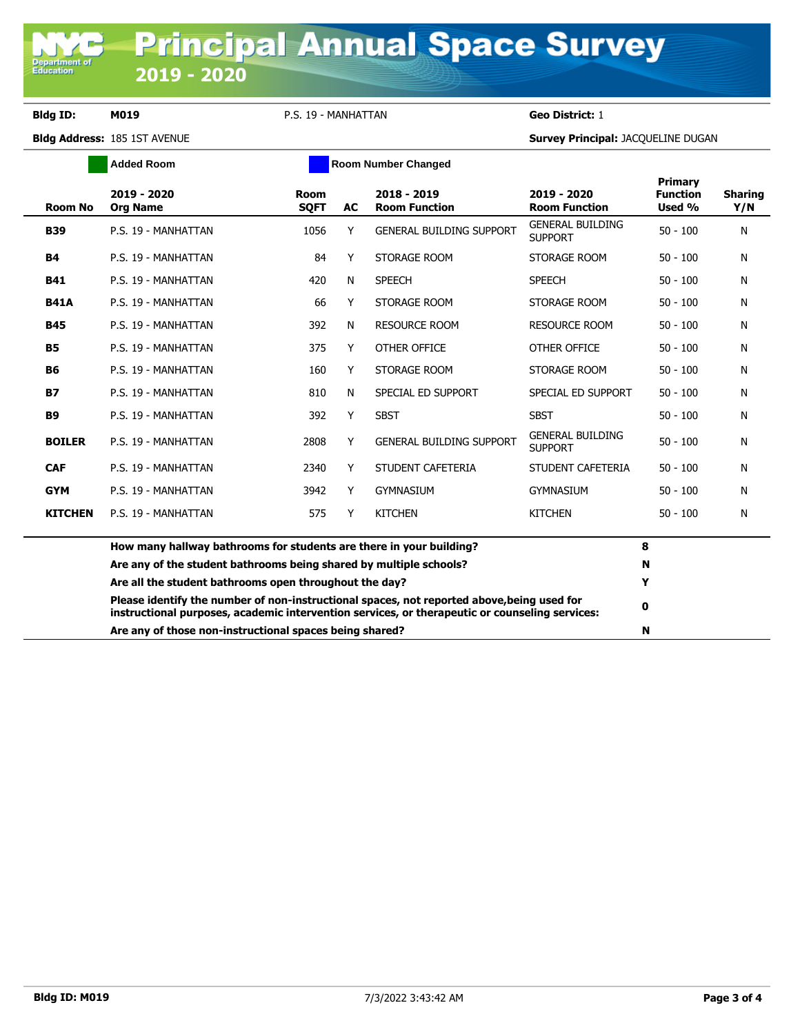# Principal Annual Space Survey

## 2019 - 2020

**Bldg ID:** M019 P.S. 19 - MANHATTAN **Geo District:** 1

**Bldg Address:** 185 1ST AVENUE **Survey Principal:** JACQUELINE DUGAN

Added Room | Room Number Changed

| Room No | 2019 - 2020 Org Name | Room SQFT | AC | 2018 - 2019 Room Function | 2019 - 2020 Room Function | Primary Function Used % | Sharing Y/N |
|---|---|---|---|---|---|---|---|
| **B39** | P.S. 19 - MANHATTAN | 1056 | Y | GENERAL BUILDING SUPPORT | GENERAL BUILDING SUPPORT | 50 - 100 | N |
| **B4** | P.S. 19 - MANHATTAN | 84 | Y | STORAGE ROOM | STORAGE ROOM | 50 - 100 | N |
| **B41** | P.S. 19 - MANHATTAN | 420 | N | SPEECH | SPEECH | 50 - 100 | N |
| **B41A** | P.S. 19 - MANHATTAN | 66 | Y | STORAGE ROOM | STORAGE ROOM | 50 - 100 | N |
| **B45** | P.S. 19 - MANHATTAN | 392 | N | RESOURCE ROOM | RESOURCE ROOM | 50 - 100 | N |
| **B5** | P.S. 19 - MANHATTAN | 375 | Y | OTHER OFFICE | OTHER OFFICE | 50 - 100 | N |
| **B6** | P.S. 19 - MANHATTAN | 160 | Y | STORAGE ROOM | STORAGE ROOM | 50 - 100 | N |
| **B7** | P.S. 19 - MANHATTAN | 810 | N | SPECIAL ED SUPPORT | SPECIAL ED SUPPORT | 50 - 100 | N |
| **B9** | P.S. 19 - MANHATTAN | 392 | Y | SBST | SBST | 50 - 100 | N |
| **BOILER** | P.S. 19 - MANHATTAN | 2808 | Y | GENERAL BUILDING SUPPORT | GENERAL BUILDING SUPPORT | 50 - 100 | N |
| **CAF** | P.S. 19 - MANHATTAN | 2340 | Y | STUDENT CAFETERIA | STUDENT CAFETERIA | 50 - 100 | N |
| **GYM** | P.S. 19 - MANHATTAN | 3942 | Y | GYMNASIUM | GYMNASIUM | 50 - 100 | N |
| **KITCHEN** | P.S. 19 - MANHATTAN | 575 | Y | KITCHEN | KITCHEN | 50 - 100 | N |

| Question | Answer |
|---|---|
| **How many hallway bathrooms for students are there in your building?** | **8** |
| **Are any of the student bathrooms being shared by multiple schools?** | **N** |
| **Are all the student bathrooms open throughout the day?** | **Y** |
| **Please identify the number of non-instructional spaces, not reported above,being used for instructional purposes, academic intervention services, or therapeutic or counseling services:** | **0** |
| **Are any of those non-instructional spaces being shared?** | **N** |

**Bldg ID: M019** 7/3/2022 3:43:42 AM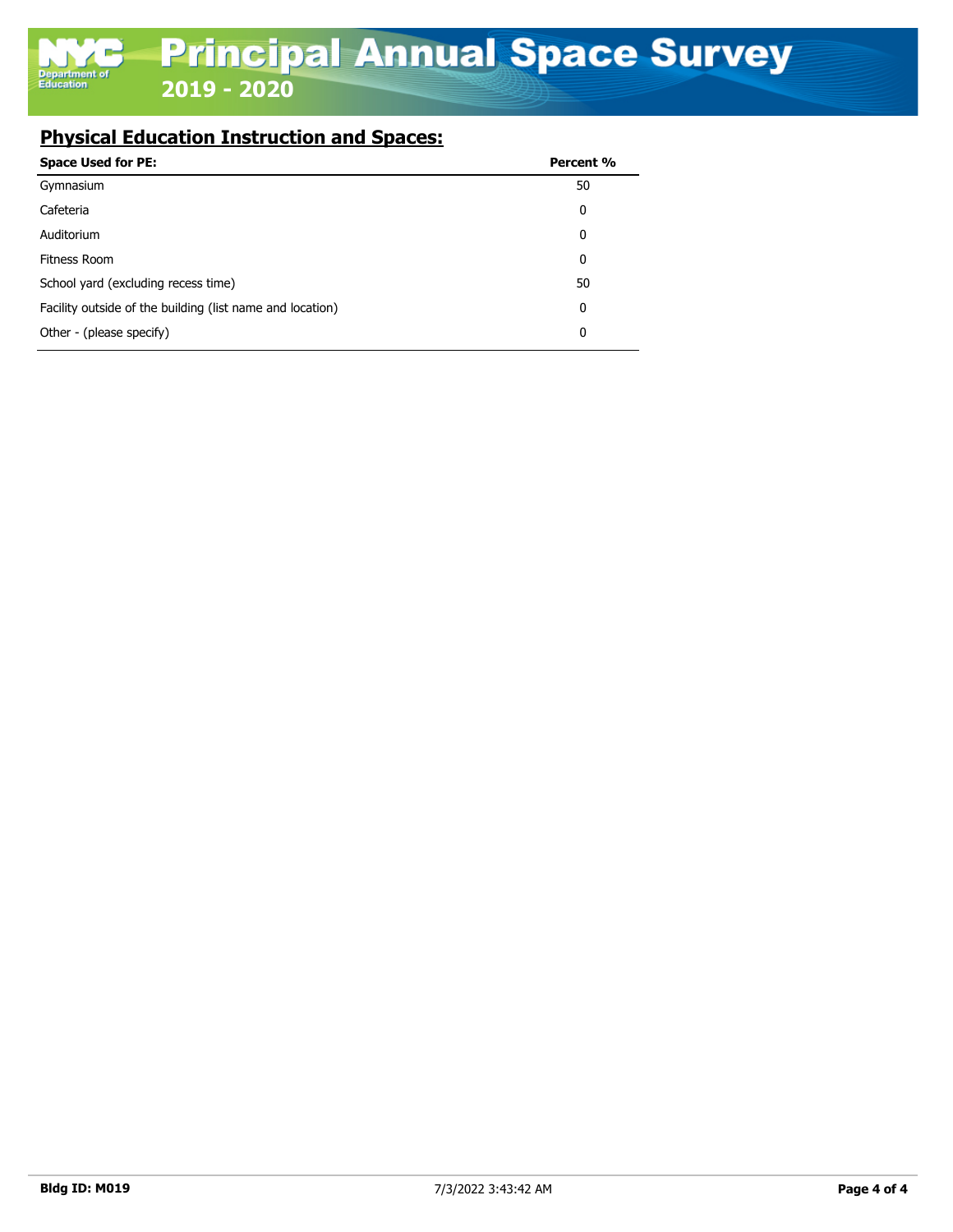## Physical Education Instruction and Spaces:

| Space Used for PE: | Percent % |
| --- | --- |
| Gymnasium | 50 |
| Cafeteria | 0 |
| Auditorium | 0 |
| Fitness Room | 0 |
| School yard (excluding recess time) | 50 |
| Facility outside of the building (list name and location) | 0 |
| Other - (please specify) | 0 |